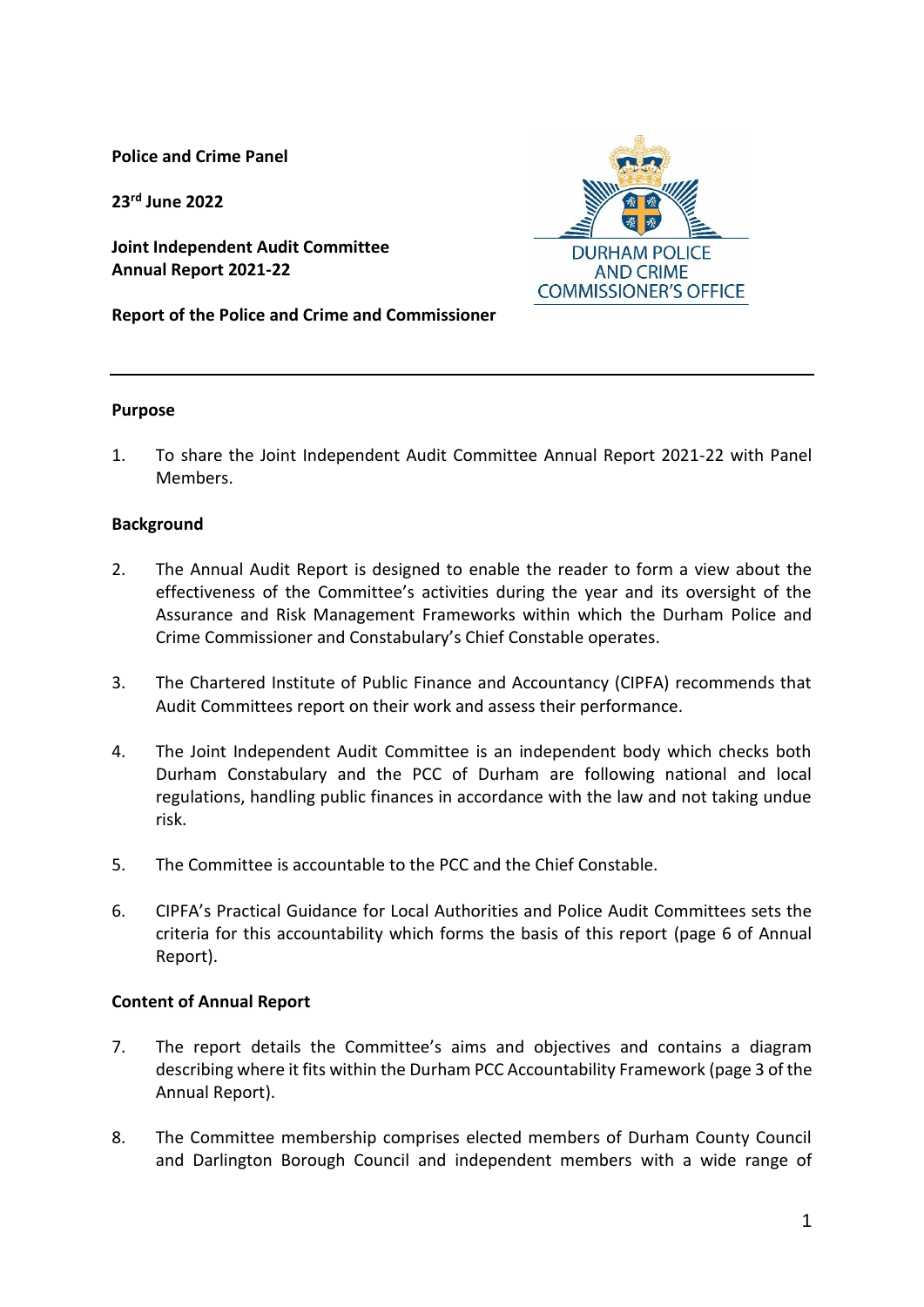**Police and Crime Panel**

**23rd June 2022**

**Joint Independent Audit Committee Annual Report 2021-22**

DURHAM POLICE AND CRIME COMMISSIONER'S OFFICE

**Report of the Police and Crime and Commissioner**

---

**Purpose**

1. To share the Joint Independent Audit Committee Annual Report 2021-22 with Panel Members.

**Background**

2. The Annual Audit Report is designed to enable the reader to form a view about the effectiveness of the Committee's activities during the year and its oversight of the Assurance and Risk Management Frameworks within which the Durham Police and Crime Commissioner and Constabulary's Chief Constable operates.

3. The Chartered Institute of Public Finance and Accountancy (CIPFA) recommends that Audit Committees report on their work and assess their performance.

4. The Joint Independent Audit Committee is an independent body which checks both Durham Constabulary and the PCC of Durham are following national and local regulations, handling public finances in accordance with the law and not taking undue risk.

5. The Committee is accountable to the PCC and the Chief Constable.

6. CIPFA's Practical Guidance for Local Authorities and Police Audit Committees sets the criteria for this accountability which forms the basis of this report (page 6 of Annual Report).

**Content of Annual Report**

7. The report details the Committee's aims and objectives and contains a diagram describing where it fits within the Durham PCC Accountability Framework (page 3 of the Annual Report).

8. The Committee membership comprises elected members of Durham County Council and Darlington Borough Council and independent members with a wide range of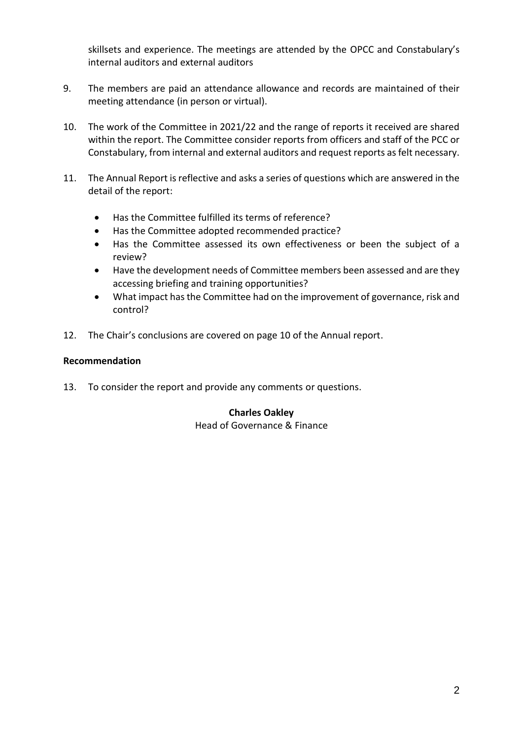skillsets and experience. The meetings are attended by the OPCC and Constabulary's internal auditors and external auditors

9. The members are paid an attendance allowance and records are maintained of their meeting attendance (in person or virtual).

10. The work of the Committee in 2021/22 and the range of reports it received are shared within the report. The Committee consider reports from officers and staff of the PCC or Constabulary, from internal and external auditors and request reports as felt necessary.

11. The Annual Report is reflective and asks a series of questions which are answered in the detail of the report:

    - Has the Committee fulfilled its terms of reference?
    - Has the Committee adopted recommended practice?
    - Has the Committee assessed its own effectiveness or been the subject of a review?
    - Have the development needs of Committee members been assessed and are they accessing briefing and training opportunities?
    - What impact has the Committee had on the improvement of governance, risk and control?

12. The Chair's conclusions are covered on page 10 of the Annual report.

**Recommendation**

13. To consider the report and provide any comments or questions.

**Charles Oakley**
Head of Governance & Finance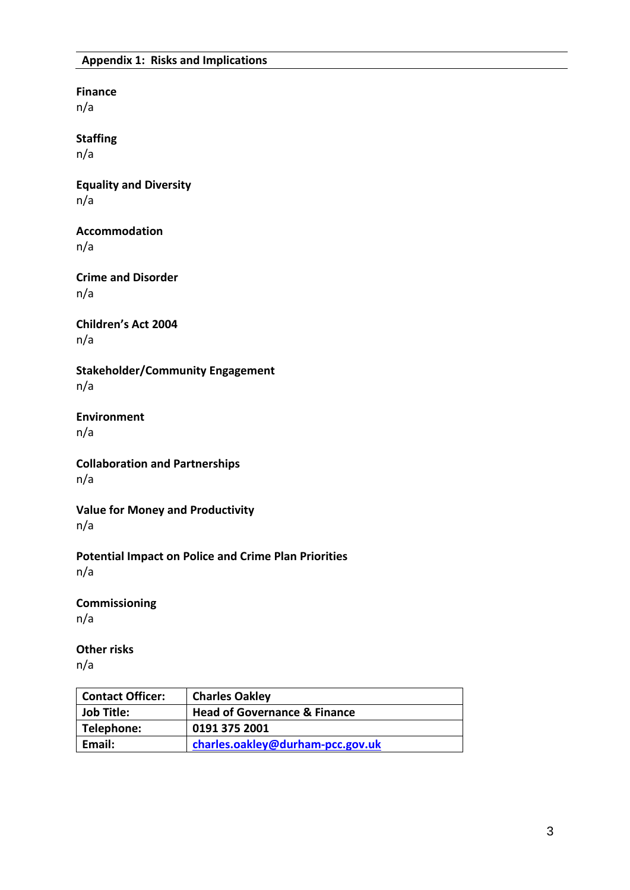## Appendix 1: Risks and Implications

**Finance**
n/a

**Staffing**
n/a

**Equality and Diversity**
n/a

**Accommodation**
n/a

**Crime and Disorder**
n/a

**Children's Act 2004**
n/a

**Stakeholder/Community Engagement**
n/a

**Environment**
n/a

**Collaboration and Partnerships**
n/a

**Value for Money and Productivity**
n/a

**Potential Impact on Police and Crime Plan Priorities**
n/a

**Commissioning**
n/a

**Other risks**
n/a

| | |
|---|---|
| **Contact Officer:** | **Charles Oakley** |
| **Job Title:** | **Head of Governance & Finance** |
| **Telephone:** | **0191 375 2001** |
| **Email:** | **charles.oakley@durham-pcc.gov.uk** |